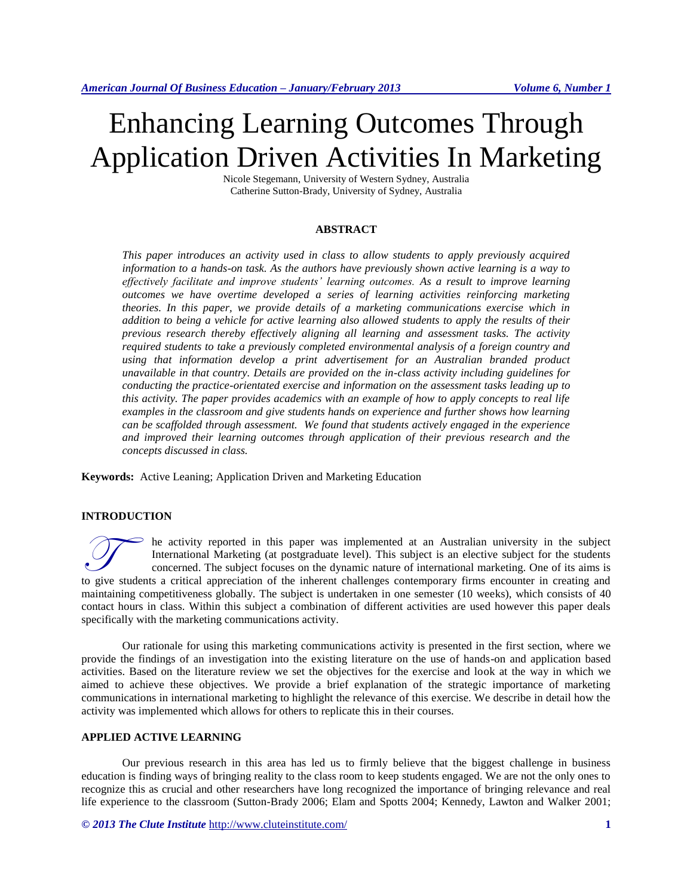# Enhancing Learning Outcomes Through Application Driven Activities In Marketing

Nicole Stegemann, University of Western Sydney, Australia
Catherine Sutton-Brady, University of Sydney, Australia

## ABSTRACT

*This paper introduces an activity used in class to allow students to apply previously acquired information to a hands-on task. As the authors have previously shown active learning is a way to effectively facilitate and improve students' learning outcomes. As a result to improve learning outcomes we have overtime developed a series of learning activities reinforcing marketing theories. In this paper, we provide details of a marketing communications exercise which in addition to being a vehicle for active learning also allowed students to apply the results of their previous research thereby effectively aligning all learning and assessment tasks. The activity required students to take a previously completed environmental analysis of a foreign country and using that information develop a print advertisement for an Australian branded product unavailable in that country. Details are provided on the in-class activity including guidelines for conducting the practice-orientated exercise and information on the assessment tasks leading up to this activity. The paper provides academics with an example of how to apply concepts to real life examples in the classroom and give students hands on experience and further shows how learning can be scaffolded through assessment. We found that students actively engaged in the experience and improved their learning outcomes through application of their previous research and the concepts discussed in class.*

**Keywords:** Active Leaning; Application Driven and Marketing Education

## INTRODUCTION

The activity reported in this paper was implemented at an Australian university in the subject International Marketing (at postgraduate level). This subject is an elective subject for the students concerned. The subject focuses on the dynamic nature of international marketing. One of its aims is to give students a critical appreciation of the inherent challenges contemporary firms encounter in creating and maintaining competitiveness globally. The subject is undertaken in one semester (10 weeks), which consists of 40 contact hours in class. Within this subject a combination of different activities are used however this paper deals specifically with the marketing communications activity.

Our rationale for using this marketing communications activity is presented in the first section, where we provide the findings of an investigation into the existing literature on the use of hands-on and application based activities. Based on the literature review we set the objectives for the exercise and look at the way in which we aimed to achieve these objectives. We provide a brief explanation of the strategic importance of marketing communications in international marketing to highlight the relevance of this exercise. We describe in detail how the activity was implemented which allows for others to replicate this in their courses.

## APPLIED ACTIVE LEARNING

Our previous research in this area has led us to firmly believe that the biggest challenge in business education is finding ways of bringing reality to the class room to keep students engaged. We are not the only ones to recognize this as crucial and other researchers have long recognized the importance of bringing relevance and real life experience to the classroom (Sutton-Brady 2006; Elam and Spotts 2004; Kennedy, Lawton and Walker 2001;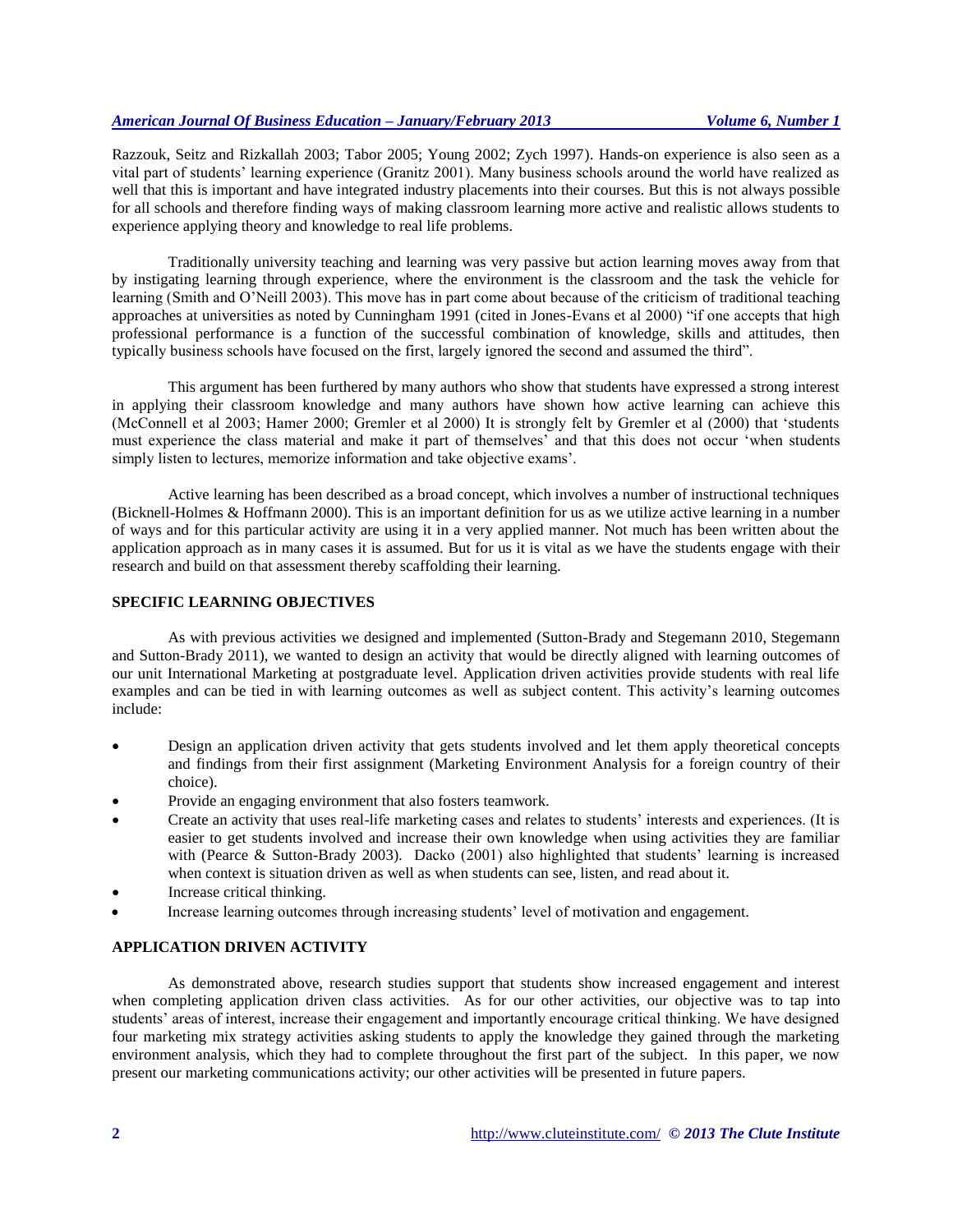Razzouk, Seitz and Rizkallah 2003; Tabor 2005; Young 2002; Zych 1997). Hands-on experience is also seen as a vital part of students' learning experience (Granitz 2001). Many business schools around the world have realized as well that this is important and have integrated industry placements into their courses. But this is not always possible for all schools and therefore finding ways of making classroom learning more active and realistic allows students to experience applying theory and knowledge to real life problems.

Traditionally university teaching and learning was very passive but action learning moves away from that by instigating learning through experience, where the environment is the classroom and the task the vehicle for learning (Smith and O'Neill 2003). This move has in part come about because of the criticism of traditional teaching approaches at universities as noted by Cunningham 1991 (cited in Jones-Evans et al 2000) "if one accepts that high professional performance is a function of the successful combination of knowledge, skills and attitudes, then typically business schools have focused on the first, largely ignored the second and assumed the third".

This argument has been furthered by many authors who show that students have expressed a strong interest in applying their classroom knowledge and many authors have shown how active learning can achieve this (McConnell et al 2003; Hamer 2000; Gremler et al 2000) It is strongly felt by Gremler et al (2000) that 'students must experience the class material and make it part of themselves' and that this does not occur 'when students simply listen to lectures, memorize information and take objective exams'.

Active learning has been described as a broad concept, which involves a number of instructional techniques (Bicknell-Holmes & Hoffmann 2000). This is an important definition for us as we utilize active learning in a number of ways and for this particular activity are using it in a very applied manner. Not much has been written about the application approach as in many cases it is assumed. But for us it is vital as we have the students engage with their research and build on that assessment thereby scaffolding their learning.

## SPECIFIC LEARNING OBJECTIVES

As with previous activities we designed and implemented (Sutton-Brady and Stegemann 2010, Stegemann and Sutton-Brady 2011), we wanted to design an activity that would be directly aligned with learning outcomes of our unit International Marketing at postgraduate level. Application driven activities provide students with real life examples and can be tied in with learning outcomes as well as subject content. This activity's learning outcomes include:

- Design an application driven activity that gets students involved and let them apply theoretical concepts and findings from their first assignment (Marketing Environment Analysis for a foreign country of their choice).
- Provide an engaging environment that also fosters teamwork.
- Create an activity that uses real-life marketing cases and relates to students' interests and experiences. (It is easier to get students involved and increase their own knowledge when using activities they are familiar with (Pearce & Sutton-Brady 2003). Dacko (2001) also highlighted that students' learning is increased when context is situation driven as well as when students can see, listen, and read about it.
- Increase critical thinking.
- Increase learning outcomes through increasing students' level of motivation and engagement.

## APPLICATION DRIVEN ACTIVITY

As demonstrated above, research studies support that students show increased engagement and interest when completing application driven class activities. As for our other activities, our objective was to tap into students' areas of interest, increase their engagement and importantly encourage critical thinking. We have designed four marketing mix strategy activities asking students to apply the knowledge they gained through the marketing environment analysis, which they had to complete throughout the first part of the subject. In this paper, we now present our marketing communications activity; our other activities will be presented in future papers.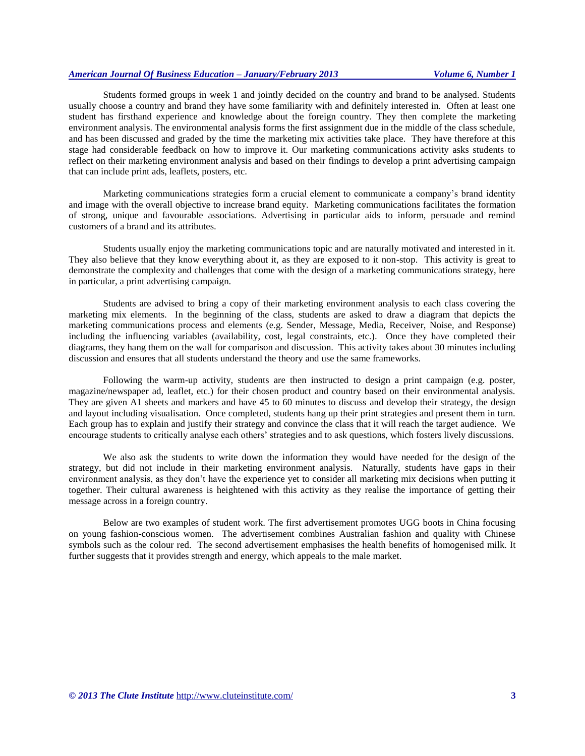Students formed groups in week 1 and jointly decided on the country and brand to be analysed. Students usually choose a country and brand they have some familiarity with and definitely interested in. Often at least one student has firsthand experience and knowledge about the foreign country. They then complete the marketing environment analysis. The environmental analysis forms the first assignment due in the middle of the class schedule, and has been discussed and graded by the time the marketing mix activities take place. They have therefore at this stage had considerable feedback on how to improve it. Our marketing communications activity asks students to reflect on their marketing environment analysis and based on their findings to develop a print advertising campaign that can include print ads, leaflets, posters, etc.

Marketing communications strategies form a crucial element to communicate a company's brand identity and image with the overall objective to increase brand equity. Marketing communications facilitates the formation of strong, unique and favourable associations. Advertising in particular aids to inform, persuade and remind customers of a brand and its attributes.

Students usually enjoy the marketing communications topic and are naturally motivated and interested in it. They also believe that they know everything about it, as they are exposed to it non-stop. This activity is great to demonstrate the complexity and challenges that come with the design of a marketing communications strategy, here in particular, a print advertising campaign.

Students are advised to bring a copy of their marketing environment analysis to each class covering the marketing mix elements. In the beginning of the class, students are asked to draw a diagram that depicts the marketing communications process and elements (e.g. Sender, Message, Media, Receiver, Noise, and Response) including the influencing variables (availability, cost, legal constraints, etc.). Once they have completed their diagrams, they hang them on the wall for comparison and discussion. This activity takes about 30 minutes including discussion and ensures that all students understand the theory and use the same frameworks.

Following the warm-up activity, students are then instructed to design a print campaign (e.g. poster, magazine/newspaper ad, leaflet, etc.) for their chosen product and country based on their environmental analysis. They are given A1 sheets and markers and have 45 to 60 minutes to discuss and develop their strategy, the design and layout including visualisation. Once completed, students hang up their print strategies and present them in turn. Each group has to explain and justify their strategy and convince the class that it will reach the target audience. We encourage students to critically analyse each others' strategies and to ask questions, which fosters lively discussions.

We also ask the students to write down the information they would have needed for the design of the strategy, but did not include in their marketing environment analysis. Naturally, students have gaps in their environment analysis, as they don't have the experience yet to consider all marketing mix decisions when putting it together. Their cultural awareness is heightened with this activity as they realise the importance of getting their message across in a foreign country.

Below are two examples of student work. The first advertisement promotes UGG boots in China focusing on young fashion-conscious women. The advertisement combines Australian fashion and quality with Chinese symbols such as the colour red. The second advertisement emphasises the health benefits of homogenised milk. It further suggests that it provides strength and energy, which appeals to the male market.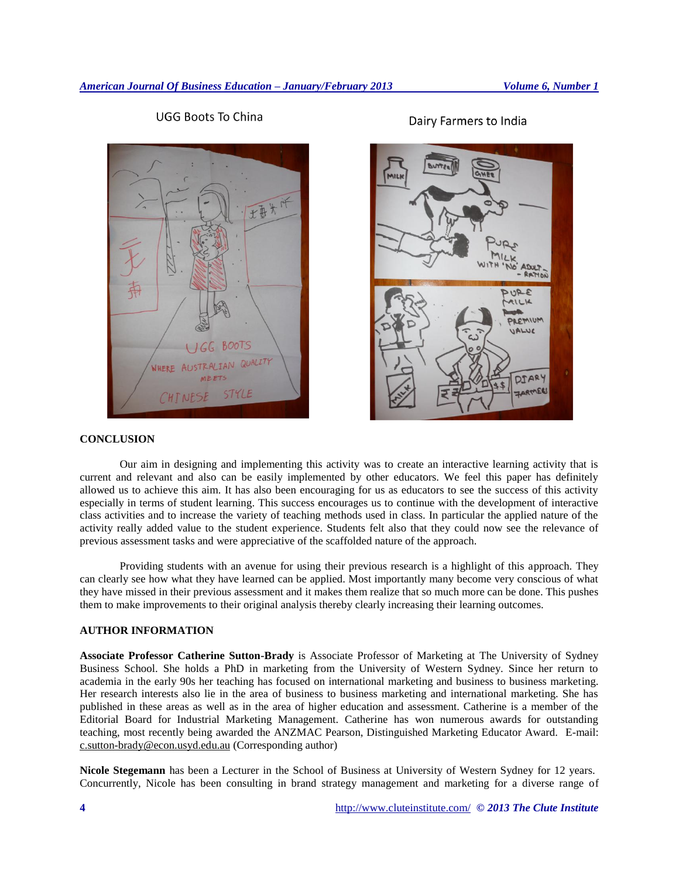UGG Boots To China

Dairy Farmers to India

## CONCLUSION

Our aim in designing and implementing this activity was to create an interactive learning activity that is current and relevant and also can be easily implemented by other educators. We feel this paper has definitely allowed us to achieve this aim. It has also been encouraging for us as educators to see the success of this activity especially in terms of student learning. This success encourages us to continue with the development of interactive class activities and to increase the variety of teaching methods used in class. In particular the applied nature of the activity really added value to the student experience. Students felt also that they could now see the relevance of previous assessment tasks and were appreciative of the scaffolded nature of the approach.

Providing students with an avenue for using their previous research is a highlight of this approach. They can clearly see how what they have learned can be applied. Most importantly many become very conscious of what they have missed in their previous assessment and it makes them realize that so much more can be done. This pushes them to make improvements to their original analysis thereby clearly increasing their learning outcomes.

## AUTHOR INFORMATION

**Associate Professor Catherine Sutton-Brady** is Associate Professor of Marketing at The University of Sydney Business School. She holds a PhD in marketing from the University of Western Sydney. Since her return to academia in the early 90s her teaching has focused on international marketing and business to business marketing. Her research interests also lie in the area of business to business marketing and international marketing. She has published in these areas as well as in the area of higher education and assessment. Catherine is a member of the Editorial Board for Industrial Marketing Management. Catherine has won numerous awards for outstanding teaching, most recently being awarded the ANZMAC Pearson, Distinguished Marketing Educator Award. E-mail: c.sutton-brady@econ.usyd.edu.au (Corresponding author)

**Nicole Stegemann** has been a Lecturer in the School of Business at University of Western Sydney for 12 years. Concurrently, Nicole has been consulting in brand strategy management and marketing for a diverse range of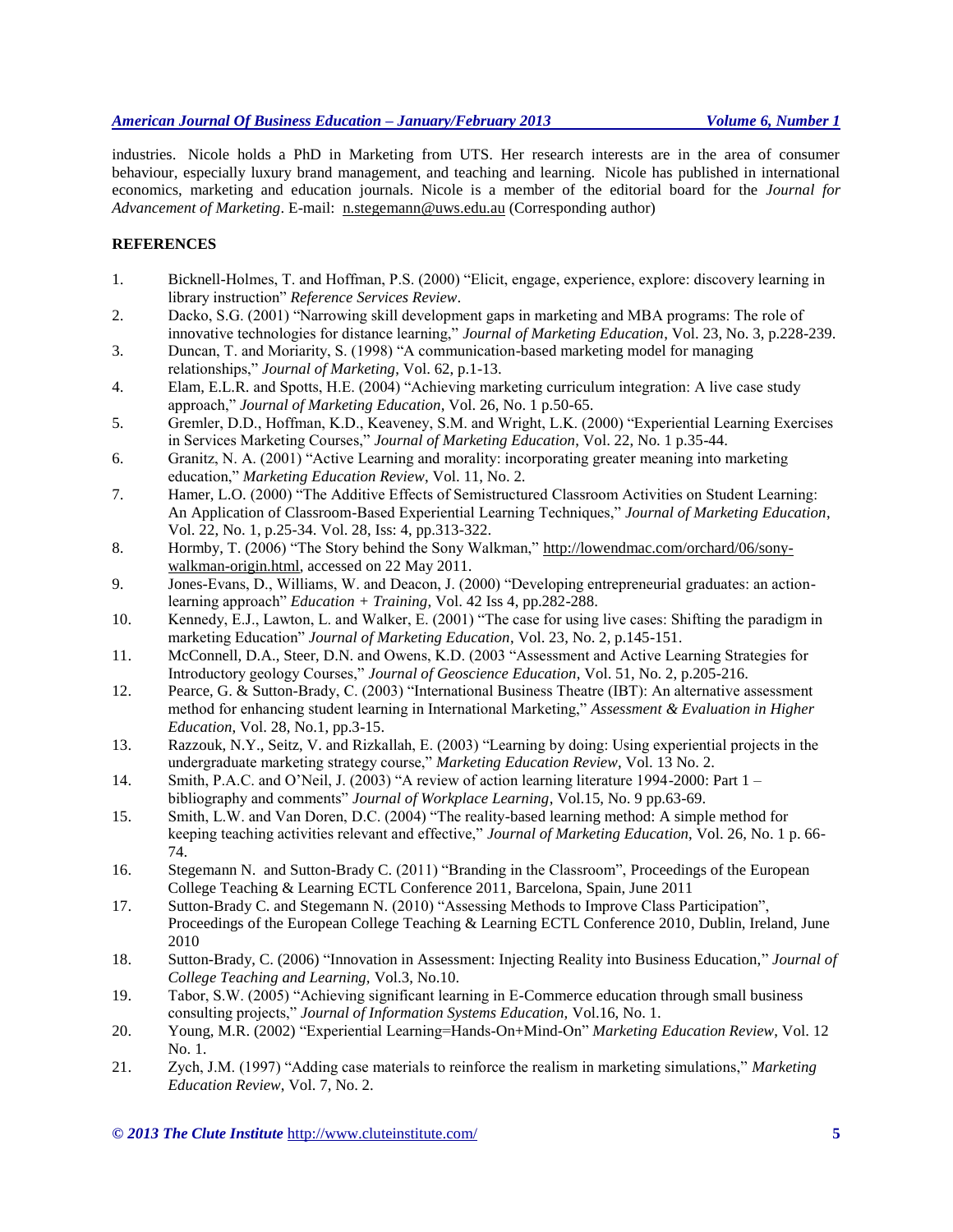industries. Nicole holds a PhD in Marketing from UTS. Her research interests are in the area of consumer behaviour, especially luxury brand management, and teaching and learning. Nicole has published in international economics, marketing and education journals. Nicole is a member of the editorial board for the *Journal for Advancement of Marketing*. E-mail: n.stegemann@uws.edu.au (Corresponding author)

## REFERENCES

1. Bicknell-Holmes, T. and Hoffman, P.S. (2000) "Elicit, engage, experience, explore: discovery learning in library instruction" *Reference Services Review*.
2. Dacko, S.G. (2001) "Narrowing skill development gaps in marketing and MBA programs: The role of innovative technologies for distance learning," *Journal of Marketing Education*, Vol. 23, No. 3, p.228-239.
3. Duncan, T. and Moriarity, S. (1998) "A communication-based marketing model for managing relationships," *Journal of Marketing*, Vol. 62, p.1-13.
4. Elam, E.L.R. and Spotts, H.E. (2004) "Achieving marketing curriculum integration: A live case study approach," *Journal of Marketing Education*, Vol. 26, No. 1 p.50-65.
5. Gremler, D.D., Hoffman, K.D., Keaveney, S.M. and Wright, L.K. (2000) "Experiential Learning Exercises in Services Marketing Courses," *Journal of Marketing Education*, Vol. 22, No. 1 p.35-44.
6. Granitz, N. A. (2001) "Active Learning and morality: incorporating greater meaning into marketing education," *Marketing Education Review*, Vol. 11, No. 2.
7. Hamer, L.O. (2000) "The Additive Effects of Semistructured Classroom Activities on Student Learning: An Application of Classroom-Based Experiential Learning Techniques," *Journal of Marketing Education*, Vol. 22, No. 1, p.25-34. Vol. 28, Iss: 4, pp.313-322.
8. Hormby, T. (2006) "The Story behind the Sony Walkman," http://lowendmac.com/orchard/06/sony-walkman-origin.html, accessed on 22 May 2011.
9. Jones-Evans, D., Williams, W. and Deacon, J. (2000) "Developing entrepreneurial graduates: an action-learning approach" *Education + Training*, Vol. 42 Iss 4, pp.282-288.
10. Kennedy, E.J., Lawton, L. and Walker, E. (2001) "The case for using live cases: Shifting the paradigm in marketing Education" *Journal of Marketing Education*, Vol. 23, No. 2, p.145-151.
11. McConnell, D.A., Steer, D.N. and Owens, K.D. (2003 "Assessment and Active Learning Strategies for Introductory geology Courses," *Journal of Geoscience Education*, Vol. 51, No. 2, p.205-216.
12. Pearce, G. & Sutton-Brady, C. (2003) "International Business Theatre (IBT): An alternative assessment method for enhancing student learning in International Marketing," *Assessment & Evaluation in Higher Education*, Vol. 28, No.1, pp.3-15.
13. Razzouk, N.Y., Seitz, V. and Rizkallah, E. (2003) "Learning by doing: Using experiential projects in the undergraduate marketing strategy course," *Marketing Education Review*, Vol. 13 No. 2.
14. Smith, P.A.C. and O'Neil, J. (2003) "A review of action learning literature 1994-2000: Part 1 – bibliography and comments" *Journal of Workplace Learning*, Vol.15, No. 9 pp.63-69.
15. Smith, L.W. and Van Doren, D.C. (2004) "The reality-based learning method: A simple method for keeping teaching activities relevant and effective," *Journal of Marketing Education*, Vol. 26, No. 1 p. 66-74.
16. Stegemann N. and Sutton-Brady C. (2011) "Branding in the Classroom", Proceedings of the European College Teaching & Learning ECTL Conference 2011, Barcelona, Spain, June 2011
17. Sutton-Brady C. and Stegemann N. (2010) "Assessing Methods to Improve Class Participation", Proceedings of the European College Teaching & Learning ECTL Conference 2010, Dublin, Ireland, June 2010
18. Sutton-Brady, C. (2006) "Innovation in Assessment: Injecting Reality into Business Education," *Journal of College Teaching and Learning,* Vol.3, No.10.
19. Tabor, S.W. (2005) "Achieving significant learning in E-Commerce education through small business consulting projects," *Journal of Information Systems Education,* Vol.16, No. 1.
20. Young, M.R. (2002) "Experiential Learning=Hands-On+Mind-On" *Marketing Education Review*, Vol. 12 No. 1.
21. Zych, J.M. (1997) "Adding case materials to reinforce the realism in marketing simulations," *Marketing Education Review*, Vol. 7, No. 2.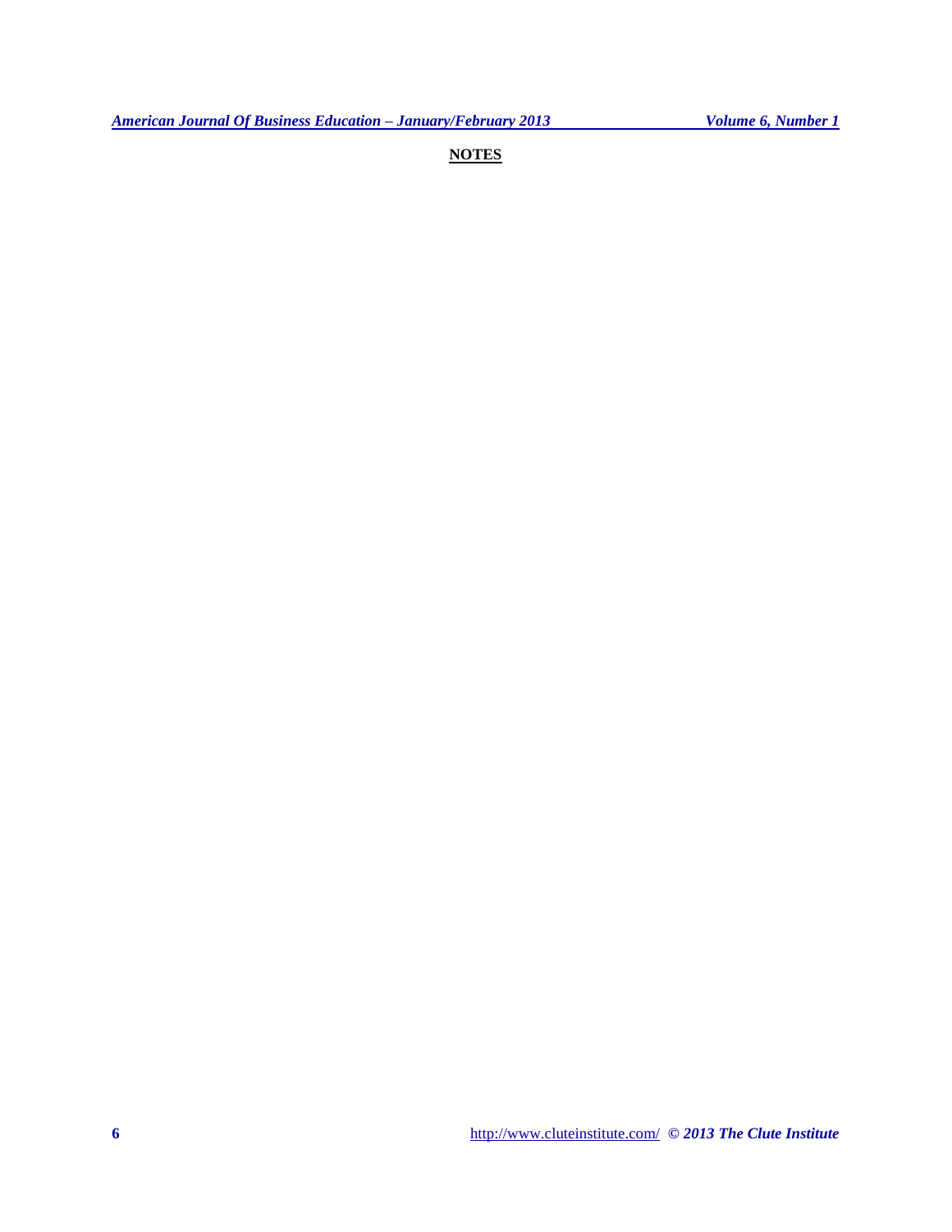**NOTES**